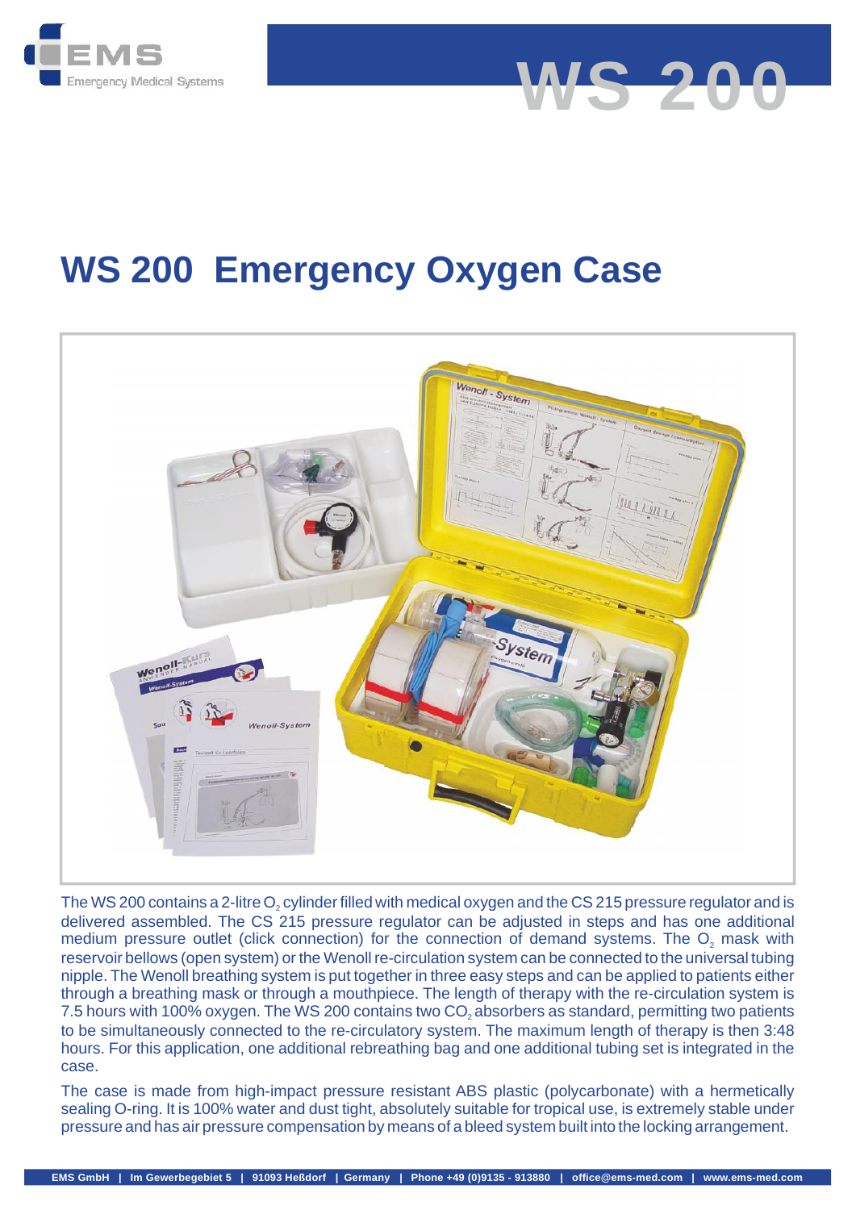EMS Emergency Medical Systems

# WS 200

## WS 200  Emergency Oxygen Case

The WS 200 contains a 2-litre $O_2$ cylinder filled with medical oxygen and the CS 215 pressure regulator and is delivered assembled. The CS 215 pressure regulator can be adjusted in steps and has one additional medium pressure outlet (click connection) for the connection of demand systems. The $O_2$ mask with reservoir bellows (open system) or the Wenoll re-circulation system can be connected to the universal tubing nipple. The Wenoll breathing system is put together in three easy steps and can be applied to patients either through a breathing mask or through a mouthpiece. The length of therapy with the re-circulation system is 7.5 hours with 100% oxygen. The WS 200 contains two $CO_2$ absorbers as standard, permitting two patients to be simultaneously connected to the re-circulatory system. The maximum length of therapy is then 3:48 hours. For this application, one additional rebreathing bag and one additional tubing set is integrated in the case.

The case is made from high-impact pressure resistant ABS plastic (polycarbonate) with a hermetically sealing O-ring. It is 100% water and dust tight, absolutely suitable for tropical use, is extremely stable under pressure and has air pressure compensation by means of a bleed system built into the locking arrangement.

EMS GmbH | Im Gewerbegebiet 5 | 91093 Heßdorf | Germany | Phone +49 (0)9135 - 913880 | office@ems-med.com | www.ems-med.com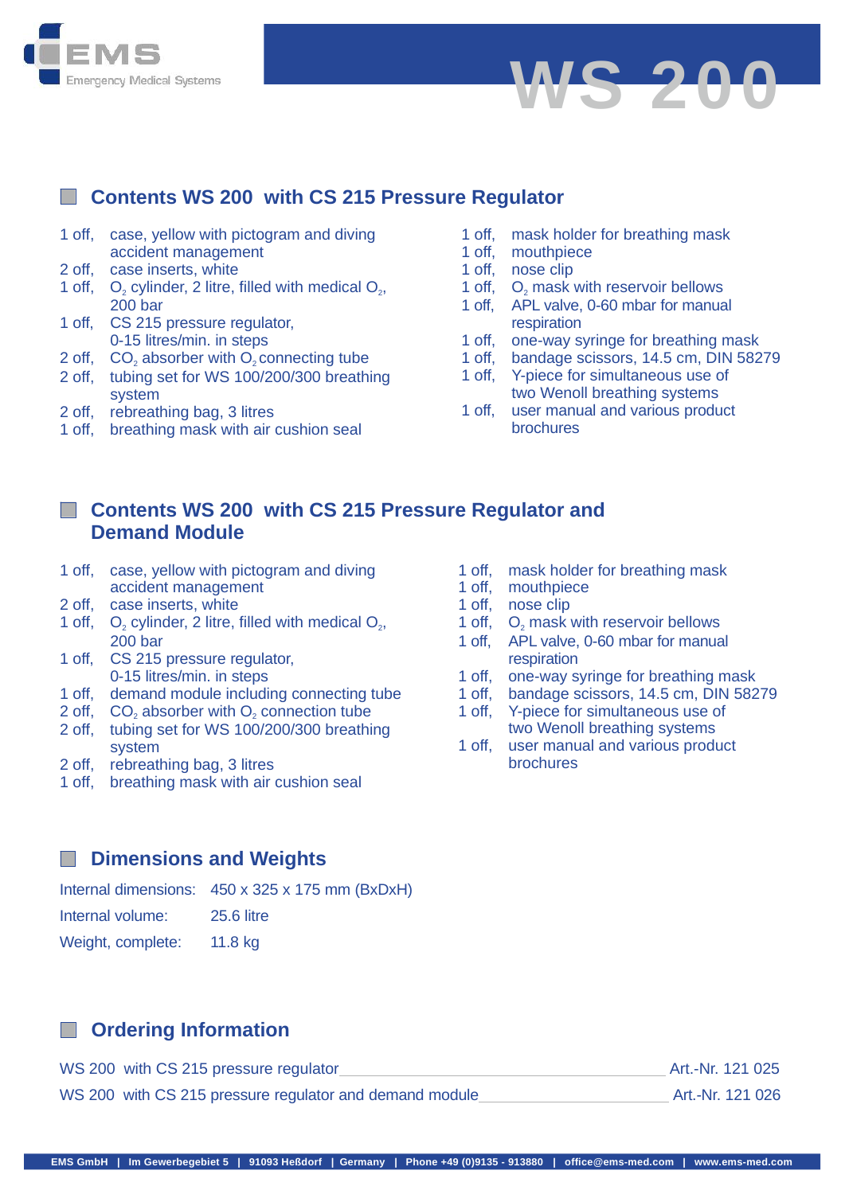EMS

Emergency Medical Systems

# WS 200

## Contents WS 200 with CS 215 Pressure Regulator

- 1 off, case, yellow with pictogram and diving accident management
- 2 off, case inserts, white
- 1 off, $O_2$ cylinder, 2 litre, filled with medical $O_2$, 200 bar
- 1 off, CS 215 pressure regulator, 0-15 litres/min. in steps
- 2 off, $CO_2$ absorber with $O_2$ connecting tube
- 2 off, tubing set for WS 100/200/300 breathing system
- 2 off, rebreathing bag, 3 litres
- 1 off, breathing mask with air cushion seal
- 1 off, mask holder for breathing mask
- 1 off, mouthpiece
- 1 off, nose clip
- 1 off, $O_2$ mask with reservoir bellows
- 1 off, APL valve, 0-60 mbar for manual respiration
- 1 off, one-way syringe for breathing mask
- 1 off, bandage scissors, 14.5 cm, DIN 58279
- 1 off, Y-piece for simultaneous use of two Wenoll breathing systems
- 1 off, user manual and various product brochures

## Contents WS 200 with CS 215 Pressure Regulator and Demand Module

- 1 off, case, yellow with pictogram and diving accident management
- 2 off, case inserts, white
- 1 off, $O_2$ cylinder, 2 litre, filled with medical $O_2$, 200 bar
- 1 off, CS 215 pressure regulator, 0-15 litres/min. in steps
- 1 off, demand module including connecting tube
- 2 off, $CO_2$ absorber with $O_2$ connection tube
- 2 off, tubing set for WS 100/200/300 breathing system
- 2 off, rebreathing bag, 3 litres
- 1 off, breathing mask with air cushion seal
- 1 off, mask holder for breathing mask
- 1 off, mouthpiece
- 1 off, nose clip
- 1 off, $O_2$ mask with reservoir bellows
- 1 off, APL valve, 0-60 mbar for manual respiration
- 1 off, one-way syringe for breathing mask
- 1 off, bandage scissors, 14.5 cm, DIN 58279
- 1 off, Y-piece for simultaneous use of two Wenoll breathing systems
- 1 off, user manual and various product brochures

## Dimensions and Weights

| | |
|---|---|
| Internal dimensions: | 450 x 325 x 175 mm (BxDxH) |
| Internal volume: | 25.6 litre |
| Weight, complete: | 11.8 kg |

## Ordering Information

| | |
|---|---|
| WS 200 with CS 215 pressure regulator | Art.-Nr. 121 025 |
| WS 200 with CS 215 pressure regulator and demand module | Art.-Nr. 121 026 |

EMS GmbH | Im Gewerbegebiet 5 | 91093 Heßdorf | Germany | Phone +49 (0)9135 - 913880 | office@ems-med.com | www.ems-med.com